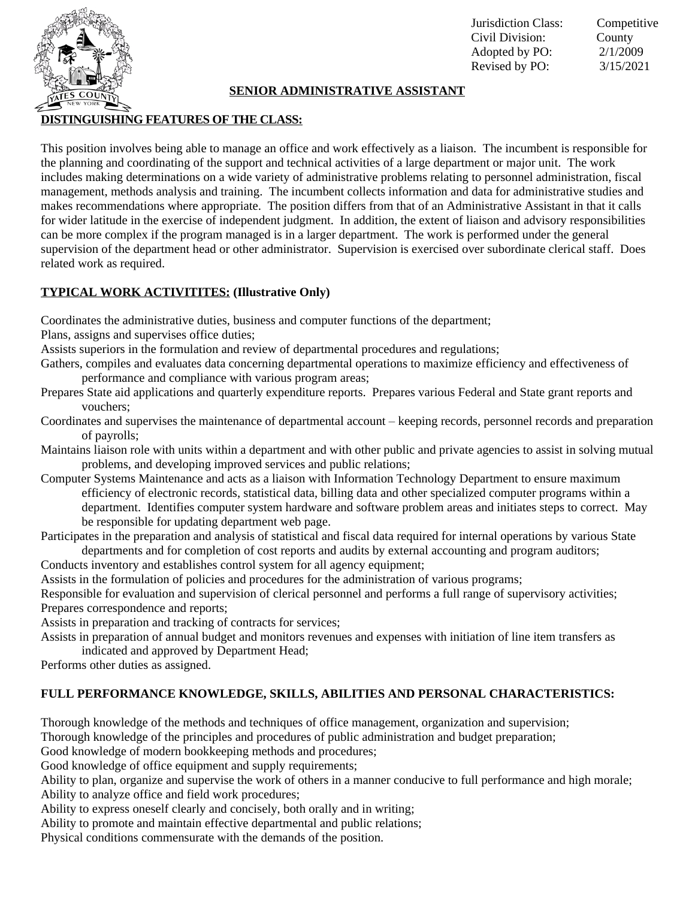| | |
|---|---|
| Jurisdiction Class: | Competitive |
| Civil Division: | County |
| Adopted by PO: | 2/1/2009 |
| Revised by PO: | 3/15/2021 |

# SENIOR ADMINISTRATIVE ASSISTANT

## DISTINGUISHING FEATURES OF THE CLASS:

This position involves being able to manage an office and work effectively as a liaison. The incumbent is responsible for the planning and coordinating of the support and technical activities of a large department or major unit. The work includes making determinations on a wide variety of administrative problems relating to personnel administration, fiscal management, methods analysis and training. The incumbent collects information and data for administrative studies and makes recommendations where appropriate. The position differs from that of an Administrative Assistant in that it calls for wider latitude in the exercise of independent judgment. In addition, the extent of liaison and advisory responsibilities can be more complex if the program managed is in a larger department. The work is performed under the general supervision of the department head or other administrator. Supervision is exercised over subordinate clerical staff. Does related work as required.

## TYPICAL WORK ACTIVITITES: (Illustrative Only)

Coordinates the administrative duties, business and computer functions of the department;
Plans, assigns and supervises office duties;
Assists superiors in the formulation and review of departmental procedures and regulations;
Gathers, compiles and evaluates data concerning departmental operations to maximize efficiency and effectiveness of performance and compliance with various program areas;
Prepares State aid applications and quarterly expenditure reports. Prepares various Federal and State grant reports and vouchers;
Coordinates and supervises the maintenance of departmental account – keeping records, personnel records and preparation of payrolls;
Maintains liaison role with units within a department and with other public and private agencies to assist in solving mutual problems, and developing improved services and public relations;
Computer Systems Maintenance and acts as a liaison with Information Technology Department to ensure maximum efficiency of electronic records, statistical data, billing data and other specialized computer programs within a department. Identifies computer system hardware and software problem areas and initiates steps to correct. May be responsible for updating department web page.
Participates in the preparation and analysis of statistical and fiscal data required for internal operations by various State departments and for completion of cost reports and audits by external accounting and program auditors;
Conducts inventory and establishes control system for all agency equipment;
Assists in the formulation of policies and procedures for the administration of various programs;
Responsible for evaluation and supervision of clerical personnel and performs a full range of supervisory activities;
Prepares correspondence and reports;
Assists in preparation and tracking of contracts for services;
Assists in preparation of annual budget and monitors revenues and expenses with initiation of line item transfers as indicated and approved by Department Head;
Performs other duties as assigned.

## FULL PERFORMANCE KNOWLEDGE, SKILLS, ABILITIES AND PERSONAL CHARACTERISTICS:

Thorough knowledge of the methods and techniques of office management, organization and supervision;
Thorough knowledge of the principles and procedures of public administration and budget preparation;
Good knowledge of modern bookkeeping methods and procedures;
Good knowledge of office equipment and supply requirements;
Ability to plan, organize and supervise the work of others in a manner conducive to full performance and high morale;
Ability to analyze office and field work procedures;
Ability to express oneself clearly and concisely, both orally and in writing;
Ability to promote and maintain effective departmental and public relations;
Physical conditions commensurate with the demands of the position.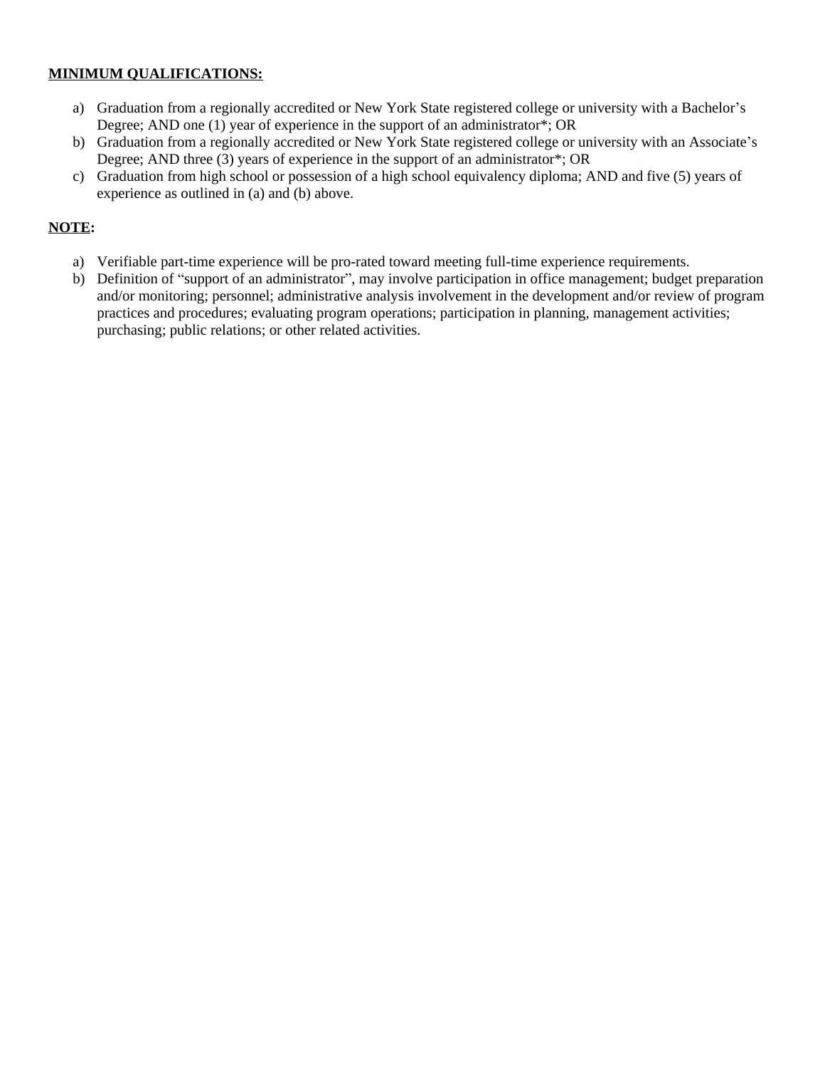**MINIMUM QUALIFICATIONS:**

a) Graduation from a regionally accredited or New York State registered college or university with a Bachelor's Degree; AND one (1) year of experience in the support of an administrator*; OR
b) Graduation from a regionally accredited or New York State registered college or university with an Associate's Degree; AND three (3) years of experience in the support of an administrator*; OR
c) Graduation from high school or possession of a high school equivalency diploma; AND and five (5) years of experience as outlined in (a) and (b) above.

**NOTE:**

a) Verifiable part-time experience will be pro-rated toward meeting full-time experience requirements.
b) Definition of "support of an administrator", may involve participation in office management; budget preparation and/or monitoring; personnel; administrative analysis involvement in the development and/or review of program practices and procedures; evaluating program operations; participation in planning, management activities; purchasing; public relations; or other related activities.